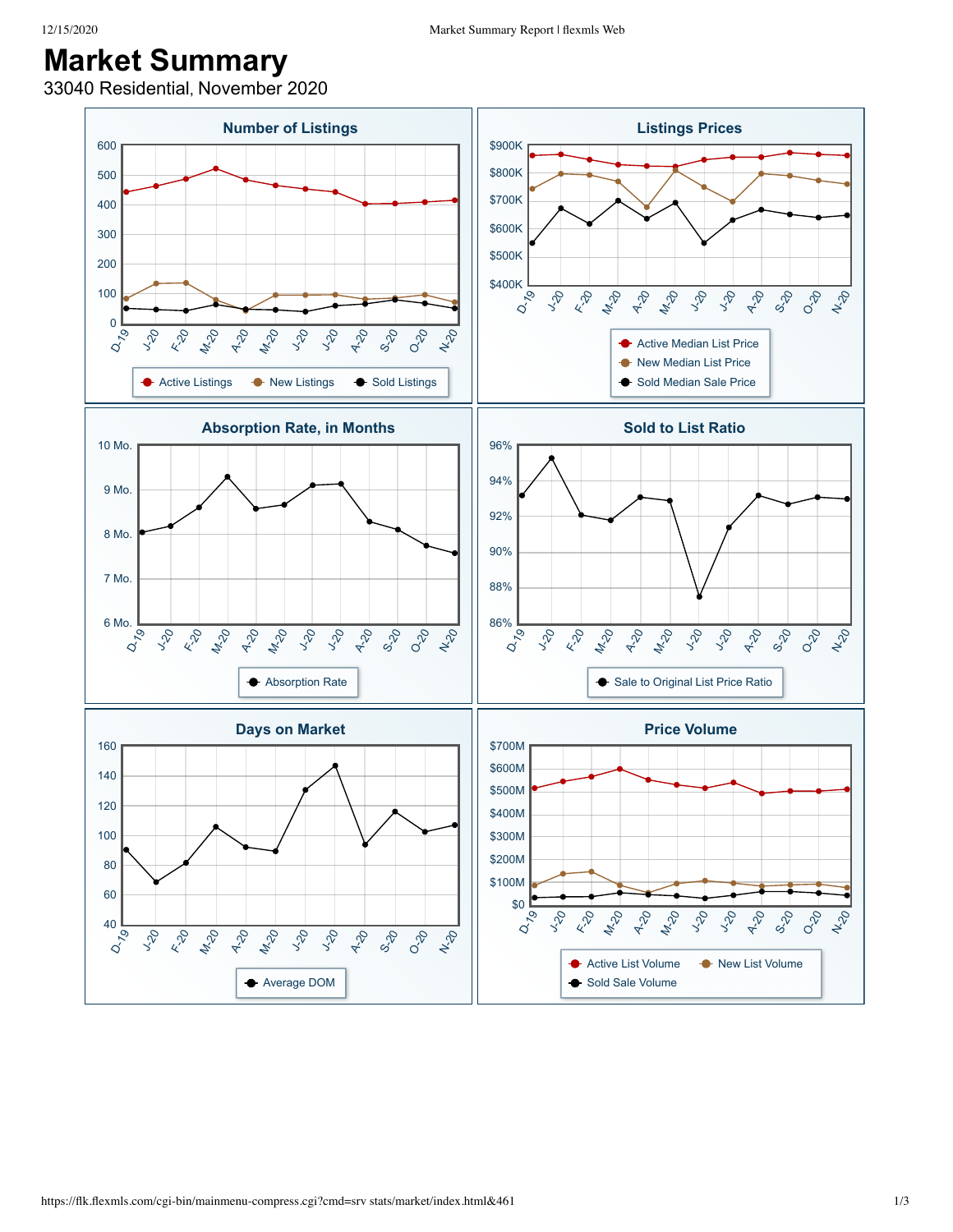# Market Summary

33040 Residential, November 2020

### Number of Listings

600, 500, 400, 300, 200, 100, 0

D-19, J-20, F-20, M-20, A-20, M-20, J-20, J-20, A-20, S-20, O-20, N-20

Active Listings · New Listings · Sold Listings

### Listings Prices

$900K, $800K, $700K, $600K, $500K, $400K

D-19, J-20, F-20, M-20, A-20, M-20, J-20, J-20, A-20, S-20, O-20, N-20

Active Median List Price · New Median List Price · Sold Median Sale Price

### Absorption Rate, in Months

10 Mo., 9 Mo., 8 Mo., 7 Mo., 6 Mo.

D-19, J-20, F-20, M-20, A-20, M-20, J-20, J-20, A-20, S-20, O-20, N-20

Absorption Rate

### Sold to List Ratio

96%, 94%, 92%, 90%, 88%, 86%

D-19, J-20, F-20, M-20, A-20, M-20, J-20, J-20, A-20, S-20, O-20, N-20

Sale to Original List Price Ratio

### Days on Market

160, 140, 120, 100, 80, 60, 40

D-19, J-20, F-20, M-20, A-20, M-20, J-20, J-20, A-20, S-20, O-20, N-20

Average DOM

### Price Volume

$700M, $600M, $500M, $400M, $300M, $200M, $100M, $0

D-19, J-20, F-20, M-20, A-20, M-20, J-20, J-20, A-20, S-20, O-20, N-20

Active List Volume · New List Volume · Sold Sale Volume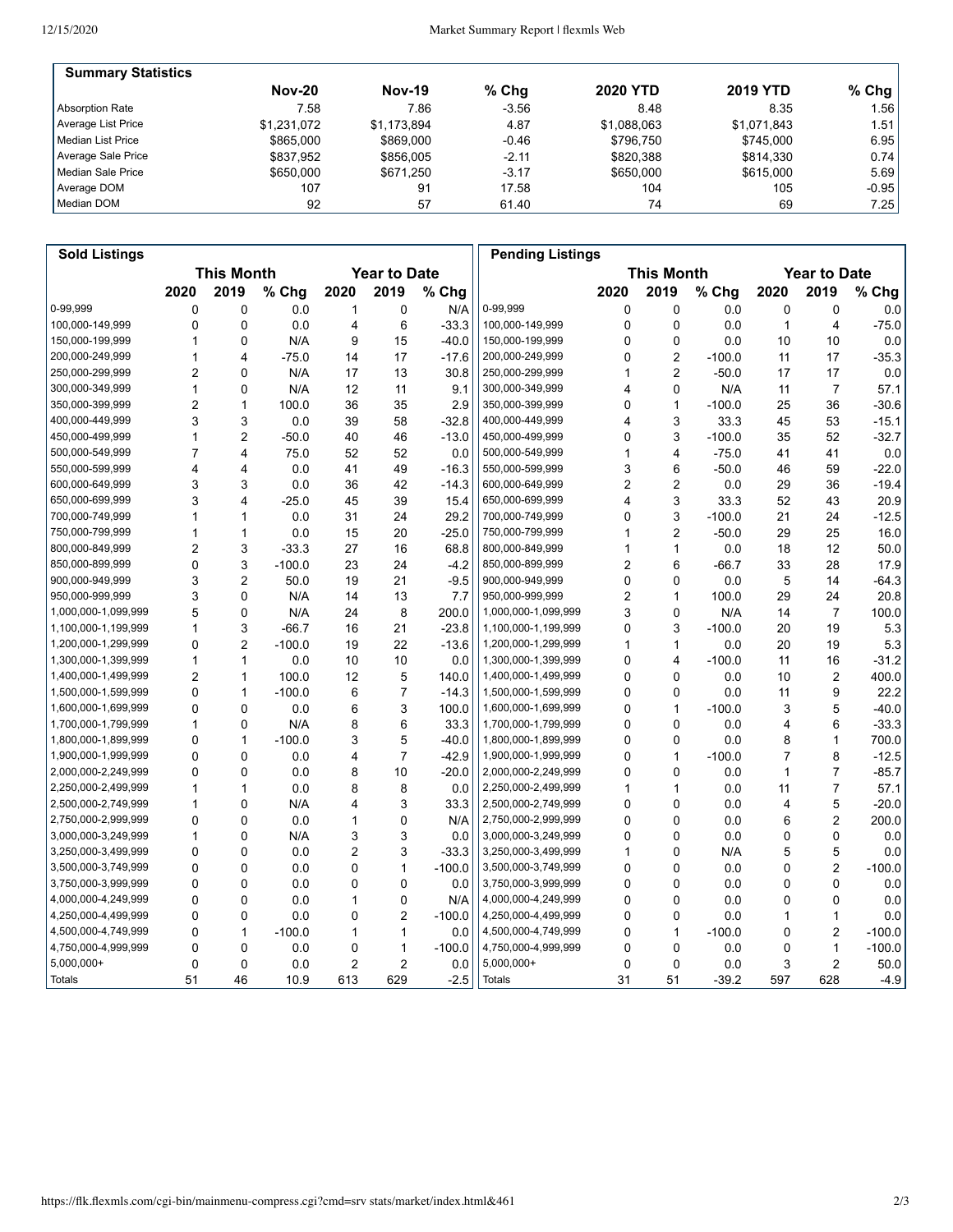## Summary Statistics

| | Nov-20 | Nov-19 | % Chg | 2020 YTD | 2019 YTD | % Chg |
|---|---|---|---|---|---|---|
| Absorption Rate | 7.58 | 7.86 | -3.56 | 8.48 | 8.35 | 1.56 |
| Average List Price | $1,231,072 | $1,173,894 | 4.87 | $1,088,063 | $1,071,843 | 1.51 |
| Median List Price | $865,000 | $869,000 | -0.46 | $796,750 | $745,000 | 6.95 |
| Average Sale Price | $837,952 | $856,005 | -2.11 | $820,388 | $814,330 | 0.74 |
| Median Sale Price | $650,000 | $671,250 | -3.17 | $650,000 | $615,000 | 5.69 |
| Average DOM | 107 | 91 | 17.58 | 104 | 105 | -0.95 |
| Median DOM | 92 | 57 | 61.40 | 74 | 69 | 7.25 |

## Sold Listings

| | This Month | | | Year to Date | | |
|---|---|---|---|---|---|---|
| | 2020 | 2019 | % Chg | 2020 | 2019 | % Chg |
| 0-99,999 | 0 | 0 | 0.0 | 1 | 0 | N/A |
| 100,000-149,999 | 0 | 0 | 0.0 | 4 | 6 | -33.3 |
| 150,000-199,999 | 1 | 0 | N/A | 9 | 15 | -40.0 |
| 200,000-249,999 | 1 | 4 | -75.0 | 14 | 17 | -17.6 |
| 250,000-299,999 | 2 | 0 | N/A | 17 | 13 | 30.8 |
| 300,000-349,999 | 1 | 0 | N/A | 12 | 11 | 9.1 |
| 350,000-399,999 | 2 | 1 | 100.0 | 36 | 35 | 2.9 |
| 400,000-449,999 | 3 | 3 | 0.0 | 39 | 58 | -32.8 |
| 450,000-499,999 | 1 | 2 | -50.0 | 40 | 46 | -13.0 |
| 500,000-549,999 | 7 | 4 | 75.0 | 52 | 52 | 0.0 |
| 550,000-599,999 | 4 | 4 | 0.0 | 41 | 49 | -16.3 |
| 600,000-649,999 | 3 | 3 | 0.0 | 36 | 42 | -14.3 |
| 650,000-699,999 | 3 | 4 | -25.0 | 45 | 39 | 15.4 |
| 700,000-749,999 | 1 | 1 | 0.0 | 31 | 24 | 29.2 |
| 750,000-799,999 | 1 | 1 | 0.0 | 15 | 20 | -25.0 |
| 800,000-849,999 | 2 | 3 | -33.3 | 27 | 16 | 68.8 |
| 850,000-899,999 | 0 | 3 | -100.0 | 23 | 24 | -4.2 |
| 900,000-949,999 | 3 | 2 | 50.0 | 19 | 21 | -9.5 |
| 950,000-999,999 | 3 | 0 | N/A | 14 | 13 | 7.7 |
| 1,000,000-1,099,999 | 5 | 0 | N/A | 24 | 8 | 200.0 |
| 1,100,000-1,199,999 | 1 | 3 | -66.7 | 16 | 21 | -23.8 |
| 1,200,000-1,299,999 | 0 | 2 | -100.0 | 19 | 22 | -13.6 |
| 1,300,000-1,399,999 | 1 | 1 | 0.0 | 10 | 10 | 0.0 |
| 1,400,000-1,499,999 | 2 | 1 | 100.0 | 12 | 5 | 140.0 |
| 1,500,000-1,599,999 | 0 | 1 | -100.0 | 6 | 7 | -14.3 |
| 1,600,000-1,699,999 | 0 | 0 | 0.0 | 6 | 3 | 100.0 |
| 1,700,000-1,799,999 | 1 | 0 | N/A | 8 | 6 | 33.3 |
| 1,800,000-1,899,999 | 0 | 1 | -100.0 | 3 | 5 | -40.0 |
| 1,900,000-1,999,999 | 0 | 0 | 0.0 | 4 | 7 | -42.9 |
| 2,000,000-2,249,999 | 0 | 0 | 0.0 | 8 | 10 | -20.0 |
| 2,250,000-2,499,999 | 1 | 1 | 0.0 | 8 | 8 | 0.0 |
| 2,500,000-2,749,999 | 1 | 0 | N/A | 4 | 3 | 33.3 |
| 2,750,000-2,999,999 | 0 | 0 | 0.0 | 1 | 0 | N/A |
| 3,000,000-3,249,999 | 1 | 0 | N/A | 3 | 3 | 0.0 |
| 3,250,000-3,499,999 | 0 | 0 | 0.0 | 2 | 3 | -33.3 |
| 3,500,000-3,749,999 | 0 | 0 | 0.0 | 0 | 1 | -100.0 |
| 3,750,000-3,999,999 | 0 | 0 | 0.0 | 0 | 0 | 0.0 |
| 4,000,000-4,249,999 | 0 | 0 | 0.0 | 1 | 0 | N/A |
| 4,250,000-4,499,999 | 0 | 0 | 0.0 | 0 | 2 | -100.0 |
| 4,500,000-4,749,999 | 0 | 1 | -100.0 | 1 | 1 | 0.0 |
| 4,750,000-4,999,999 | 0 | 0 | 0.0 | 0 | 1 | -100.0 |
| 5,000,000+ | 0 | 0 | 0.0 | 2 | 2 | 0.0 |
| Totals | 51 | 46 | 10.9 | 613 | 629 | -2.5 |

## Pending Listings

| | This Month | | | Year to Date | | |
|---|---|---|---|---|---|---|
| | 2020 | 2019 | % Chg | 2020 | 2019 | % Chg |
| 0-99,999 | 0 | 0 | 0.0 | 0 | 0 | 0.0 |
| 100,000-149,999 | 0 | 0 | 0.0 | 1 | 4 | -75.0 |
| 150,000-199,999 | 0 | 0 | 0.0 | 10 | 10 | 0.0 |
| 200,000-249,999 | 0 | 2 | -100.0 | 11 | 17 | -35.3 |
| 250,000-299,999 | 1 | 2 | -50.0 | 17 | 17 | 0.0 |
| 300,000-349,999 | 4 | 0 | N/A | 11 | 7 | 57.1 |
| 350,000-399,999 | 0 | 1 | -100.0 | 25 | 36 | -30.6 |
| 400,000-449,999 | 4 | 3 | 33.3 | 45 | 53 | -15.1 |
| 450,000-499,999 | 0 | 3 | -100.0 | 35 | 52 | -32.7 |
| 500,000-549,999 | 1 | 4 | -75.0 | 41 | 41 | 0.0 |
| 550,000-599,999 | 3 | 6 | -50.0 | 46 | 59 | -22.0 |
| 600,000-649,999 | 2 | 2 | 0.0 | 29 | 36 | -19.4 |
| 650,000-699,999 | 4 | 3 | 33.3 | 52 | 43 | 20.9 |
| 700,000-749,999 | 0 | 3 | -100.0 | 21 | 24 | -12.5 |
| 750,000-799,999 | 1 | 2 | -50.0 | 29 | 25 | 16.0 |
| 800,000-849,999 | 1 | 1 | 0.0 | 18 | 12 | 50.0 |
| 850,000-899,999 | 2 | 6 | -66.7 | 33 | 28 | 17.9 |
| 900,000-949,999 | 0 | 0 | 0.0 | 5 | 14 | -64.3 |
| 950,000-999,999 | 2 | 1 | 100.0 | 29 | 24 | 20.8 |
| 1,000,000-1,099,999 | 3 | 0 | N/A | 14 | 7 | 100.0 |
| 1,100,000-1,199,999 | 0 | 3 | -100.0 | 20 | 19 | 5.3 |
| 1,200,000-1,299,999 | 1 | 1 | 0.0 | 20 | 19 | 5.3 |
| 1,300,000-1,399,999 | 0 | 4 | -100.0 | 11 | 16 | -31.2 |
| 1,400,000-1,499,999 | 0 | 0 | 0.0 | 10 | 2 | 400.0 |
| 1,500,000-1,599,999 | 0 | 0 | 0.0 | 11 | 9 | 22.2 |
| 1,600,000-1,699,999 | 0 | 1 | -100.0 | 3 | 5 | -40.0 |
| 1,700,000-1,799,999 | 0 | 0 | 0.0 | 4 | 6 | -33.3 |
| 1,800,000-1,899,999 | 0 | 0 | 0.0 | 8 | 1 | 700.0 |
| 1,900,000-1,999,999 | 0 | 1 | -100.0 | 7 | 8 | -12.5 |
| 2,000,000-2,249,999 | 0 | 0 | 0.0 | 1 | 7 | -85.7 |
| 2,250,000-2,499,999 | 1 | 1 | 0.0 | 11 | 7 | 57.1 |
| 2,500,000-2,749,999 | 0 | 0 | 0.0 | 4 | 5 | -20.0 |
| 2,750,000-2,999,999 | 0 | 0 | 0.0 | 6 | 2 | 200.0 |
| 3,000,000-3,249,999 | 0 | 0 | 0.0 | 0 | 0 | 0.0 |
| 3,250,000-3,499,999 | 1 | 0 | N/A | 5 | 5 | 0.0 |
| 3,500,000-3,749,999 | 0 | 0 | 0.0 | 0 | 2 | -100.0 |
| 3,750,000-3,999,999 | 0 | 0 | 0.0 | 0 | 0 | 0.0 |
| 4,000,000-4,249,999 | 0 | 0 | 0.0 | 0 | 0 | 0.0 |
| 4,250,000-4,499,999 | 0 | 0 | 0.0 | 1 | 1 | 0.0 |
| 4,500,000-4,749,999 | 0 | 1 | -100.0 | 0 | 2 | -100.0 |
| 4,750,000-4,999,999 | 0 | 0 | 0.0 | 0 | 1 | -100.0 |
| 5,000,000+ | 0 | 0 | 0.0 | 3 | 2 | 50.0 |
| Totals | 31 | 51 | -39.2 | 597 | 628 | -4.9 |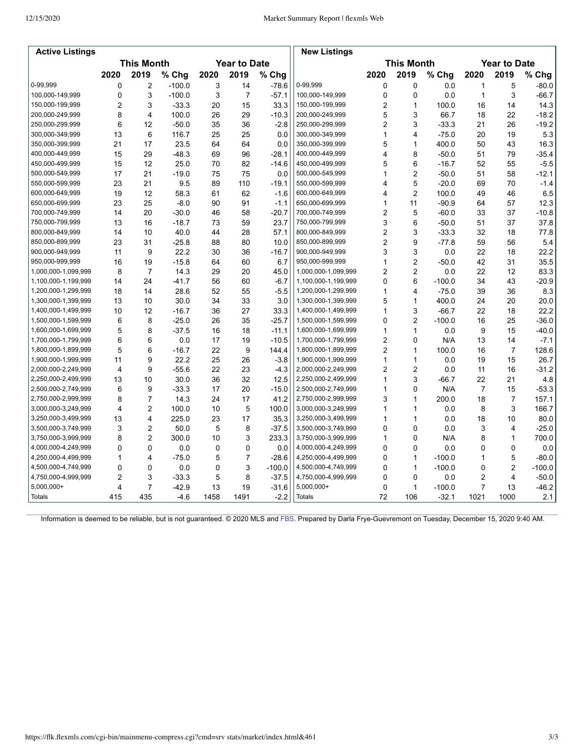## Active Listings

| | This Month | | | Year to Date | | |
|---|---|---|---|---|---|---|
| | 2020 | 2019 | % Chg | 2020 | 2019 | % Chg |
| 0-99,999 | 0 | 2 | -100.0 | 3 | 14 | -78.6 |
| 100,000-149,999 | 0 | 3 | -100.0 | 3 | 7 | -57.1 |
| 150,000-199,999 | 2 | 3 | -33.3 | 20 | 15 | 33.3 |
| 200,000-249,999 | 8 | 4 | 100.0 | 26 | 29 | -10.3 |
| 250,000-299,999 | 6 | 12 | -50.0 | 35 | 36 | -2.8 |
| 300,000-349,999 | 13 | 6 | 116.7 | 25 | 25 | 0.0 |
| 350,000-399,999 | 21 | 17 | 23.5 | 64 | 64 | 0.0 |
| 400,000-449,999 | 15 | 29 | -48.3 | 69 | 96 | -28.1 |
| 450,000-499,999 | 15 | 12 | 25.0 | 70 | 82 | -14.6 |
| 500,000-549,999 | 17 | 21 | -19.0 | 75 | 75 | 0.0 |
| 550,000-599,999 | 23 | 21 | 9.5 | 89 | 110 | -19.1 |
| 600,000-649,999 | 19 | 12 | 58.3 | 61 | 62 | -1.6 |
| 650,000-699,999 | 23 | 25 | -8.0 | 90 | 91 | -1.1 |
| 700,000-749,999 | 14 | 20 | -30.0 | 46 | 58 | -20.7 |
| 750,000-799,999 | 13 | 16 | -18.7 | 73 | 59 | 23.7 |
| 800,000-849,999 | 14 | 10 | 40.0 | 44 | 28 | 57.1 |
| 850,000-899,999 | 23 | 31 | -25.8 | 88 | 80 | 10.0 |
| 900,000-949,999 | 11 | 9 | 22.2 | 30 | 36 | -16.7 |
| 950,000-999,999 | 16 | 19 | -15.8 | 64 | 60 | 6.7 |
| 1,000,000-1,099,999 | 8 | 7 | 14.3 | 29 | 20 | 45.0 |
| 1,100,000-1,199,999 | 14 | 24 | -41.7 | 56 | 60 | -6.7 |
| 1,200,000-1,299,999 | 18 | 14 | 28.6 | 52 | 55 | -5.5 |
| 1,300,000-1,399,999 | 13 | 10 | 30.0 | 34 | 33 | 3.0 |
| 1,400,000-1,499,999 | 10 | 12 | -16.7 | 36 | 27 | 33.3 |
| 1,500,000-1,599,999 | 6 | 8 | -25.0 | 26 | 35 | -25.7 |
| 1,600,000-1,699,999 | 5 | 8 | -37.5 | 16 | 18 | -11.1 |
| 1,700,000-1,799,999 | 6 | 6 | 0.0 | 17 | 19 | -10.5 |
| 1,800,000-1,899,999 | 5 | 6 | -16.7 | 22 | 9 | 144.4 |
| 1,900,000-1,999,999 | 11 | 9 | 22.2 | 25 | 26 | -3.8 |
| 2,000,000-2,249,999 | 4 | 9 | -55.6 | 22 | 23 | -4.3 |
| 2,250,000-2,499,999 | 13 | 10 | 30.0 | 36 | 32 | 12.5 |
| 2,500,000-2,749,999 | 6 | 9 | -33.3 | 17 | 20 | -15.0 |
| 2,750,000-2,999,999 | 8 | 7 | 14.3 | 24 | 17 | 41.2 |
| 3,000,000-3,249,999 | 4 | 2 | 100.0 | 10 | 5 | 100.0 |
| 3,250,000-3,499,999 | 13 | 4 | 225.0 | 23 | 17 | 35.3 |
| 3,500,000-3,749,999 | 3 | 2 | 50.0 | 5 | 8 | -37.5 |
| 3,750,000-3,999,999 | 8 | 2 | 300.0 | 10 | 3 | 233.3 |
| 4,000,000-4,249,999 | 0 | 0 | 0.0 | 0 | 0 | 0.0 |
| 4,250,000-4,499,999 | 1 | 4 | -75.0 | 5 | 7 | -28.6 |
| 4,500,000-4,749,999 | 0 | 0 | 0.0 | 0 | 3 | -100.0 |
| 4,750,000-4,999,999 | 2 | 3 | -33.3 | 5 | 8 | -37.5 |
| 5,000,000+ | 4 | 7 | -42.9 | 13 | 19 | -31.6 |
| Totals | 415 | 435 | -4.6 | 1458 | 1491 | -2.2 |

## New Listings

| | This Month | | | Year to Date | | |
|---|---|---|---|---|---|---|
| | 2020 | 2019 | % Chg | 2020 | 2019 | % Chg |
| 0-99,999 | 0 | 0 | 0.0 | 1 | 5 | -80.0 |
| 100,000-149,999 | 0 | 0 | 0.0 | 1 | 3 | -66.7 |
| 150,000-199,999 | 2 | 1 | 100.0 | 16 | 14 | 14.3 |
| 200,000-249,999 | 5 | 3 | 66.7 | 18 | 22 | -18.2 |
| 250,000-299,999 | 2 | 3 | -33.3 | 21 | 26 | -19.2 |
| 300,000-349,999 | 1 | 4 | -75.0 | 20 | 19 | 5.3 |
| 350,000-399,999 | 5 | 1 | 400.0 | 50 | 43 | 16.3 |
| 400,000-449,999 | 4 | 8 | -50.0 | 51 | 79 | -35.4 |
| 450,000-499,999 | 5 | 6 | -16.7 | 52 | 55 | -5.5 |
| 500,000-549,999 | 1 | 2 | -50.0 | 51 | 58 | -12.1 |
| 550,000-599,999 | 4 | 5 | -20.0 | 69 | 70 | -1.4 |
| 600,000-649,999 | 4 | 2 | 100.0 | 49 | 46 | 6.5 |
| 650,000-699,999 | 1 | 11 | -90.9 | 64 | 57 | 12.3 |
| 700,000-749,999 | 2 | 5 | -60.0 | 33 | 37 | -10.8 |
| 750,000-799,999 | 3 | 6 | -50.0 | 51 | 37 | 37.8 |
| 800,000-849,999 | 2 | 3 | -33.3 | 32 | 18 | 77.8 |
| 850,000-899,999 | 2 | 9 | -77.8 | 59 | 56 | 5.4 |
| 900,000-949,999 | 3 | 3 | 0.0 | 22 | 18 | 22.2 |
| 950,000-999,999 | 1 | 2 | -50.0 | 42 | 31 | 35.5 |
| 1,000,000-1,099,999 | 2 | 2 | 0.0 | 22 | 12 | 83.3 |
| 1,100,000-1,199,999 | 0 | 6 | -100.0 | 34 | 43 | -20.9 |
| 1,200,000-1,299,999 | 1 | 4 | -75.0 | 39 | 36 | 8.3 |
| 1,300,000-1,399,999 | 5 | 1 | 400.0 | 24 | 20 | 20.0 |
| 1,400,000-1,499,999 | 1 | 3 | -66.7 | 22 | 18 | 22.2 |
| 1,500,000-1,599,999 | 0 | 2 | -100.0 | 16 | 25 | -36.0 |
| 1,600,000-1,699,999 | 1 | 1 | 0.0 | 9 | 15 | -40.0 |
| 1,700,000-1,799,999 | 2 | 0 | N/A | 13 | 14 | -7.1 |
| 1,800,000-1,899,999 | 2 | 1 | 100.0 | 16 | 7 | 128.6 |
| 1,900,000-1,999,999 | 1 | 1 | 0.0 | 19 | 15 | 26.7 |
| 2,000,000-2,249,999 | 2 | 2 | 0.0 | 11 | 16 | -31.2 |
| 2,250,000-2,499,999 | 1 | 3 | -66.7 | 22 | 21 | 4.8 |
| 2,500,000-2,749,999 | 1 | 0 | N/A | 7 | 15 | -53.3 |
| 2,750,000-2,999,999 | 3 | 1 | 200.0 | 18 | 7 | 157.1 |
| 3,000,000-3,249,999 | 1 | 1 | 0.0 | 8 | 3 | 166.7 |
| 3,250,000-3,499,999 | 1 | 1 | 0.0 | 18 | 10 | 80.0 |
| 3,500,000-3,749,999 | 0 | 0 | 0.0 | 3 | 4 | -25.0 |
| 3,750,000-3,999,999 | 1 | 0 | N/A | 8 | 1 | 700.0 |
| 4,000,000-4,249,999 | 0 | 0 | 0.0 | 0 | 0 | 0.0 |
| 4,250,000-4,499,999 | 0 | 1 | -100.0 | 1 | 5 | -80.0 |
| 4,500,000-4,749,999 | 0 | 1 | -100.0 | 0 | 2 | -100.0 |
| 4,750,000-4,999,999 | 0 | 0 | 0.0 | 2 | 4 | -50.0 |
| 5,000,000+ | 0 | 1 | -100.0 | 7 | 13 | -46.2 |
| Totals | 72 | 106 | -32.1 | 1021 | 1000 | 2.1 |

Information is deemed to be reliable, but is not guaranteed. © 2020 MLS and FBS. Prepared by Darla Frye-Guevremont on Tuesday, December 15, 2020 9:40 AM.